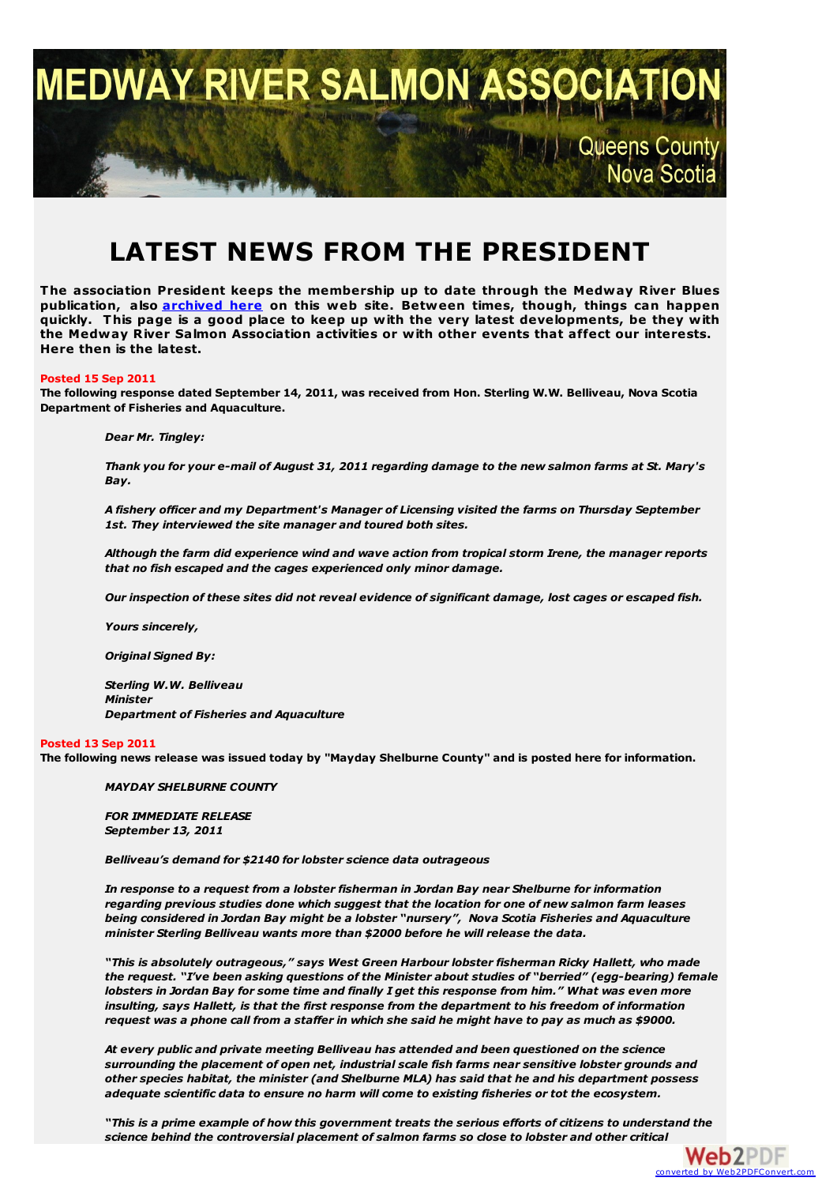# MEDWAY RIVER SALMON ASSOCIATION

Queens County Nova Scotia

# LATEST NEWS FROM THE PRESIDENT

**The association President keeps the membership up to date through the Medway River Blues publication, also [archived here] on this web site. Between times, though, things can happen quickly. This page is a good place to keep up with the very latest developments, be they with the Medway River Salmon Association activities or with other events that affect our interests. Here then is the latest.**

**Posted 15 Sep 2011**

**The following response dated September 14, 2011, was received from Hon. Sterling W.W. Belliveau, Nova Scotia Department of Fisheries and Aquaculture.**

> ***Dear Mr. Tingley:***
>
> ***Thank you for your e-mail of August 31, 2011 regarding damage to the new salmon farms at St. Mary's Bay.***
>
> ***A fishery officer and my Department's Manager of Licensing visited the farms on Thursday September 1st. They interviewed the site manager and toured both sites.***
>
> ***Although the farm did experience wind and wave action from tropical storm Irene, the manager reports that no fish escaped and the cages experienced only minor damage.***
>
> ***Our inspection of these sites did not reveal evidence of significant damage, lost cages or escaped fish.***
>
> ***Yours sincerely,***
>
> ***Original Signed By:***
>
> ***Sterling W.W. Belliveau***
> ***Minister***
> ***Department of Fisheries and Aquaculture***

**Posted 13 Sep 2011**

**The following news release was issued today by "Mayday Shelburne County" and is posted here for information.**

> ***MAYDAY SHELBURNE COUNTY***
>
> ***FOR IMMEDIATE RELEASE***
> ***September 13, 2011***
>
> ***Belliveau's demand for $2140 for lobster science data outrageous***
>
> ***In response to a request from a lobster fisherman in Jordan Bay near Shelburne for information regarding previous studies done which suggest that the location for one of new salmon farm leases being considered in Jordan Bay might be a lobster "nursery", Nova Scotia Fisheries and Aquaculture minister Sterling Belliveau wants more than $2000 before he will release the data.***
>
> ***"This is absolutely outrageous," says West Green Harbour lobster fisherman Ricky Hallett, who made the request. "I've been asking questions of the Minister about studies of "berried" (egg-bearing) female lobsters in Jordan Bay for some time and finally I get this response from him." What was even more insulting, says Hallett, is that the first response from the department to his freedom of information request was a phone call from a staffer in which she said he might have to pay as much as $9000.***
>
> ***At every public and private meeting Belliveau has attended and been questioned on the science surrounding the placement of open net, industrial scale fish farms near sensitive lobster grounds and other species habitat, the minister (and Shelburne MLA) has said that he and his department possess adequate scientific data to ensure no harm will come to existing fisheries or tot the ecosystem.***
>
> ***"This is a prime example of how this government treats the serious efforts of citizens to understand the science behind the controversial placement of salmon farms so close to lobster and other critical***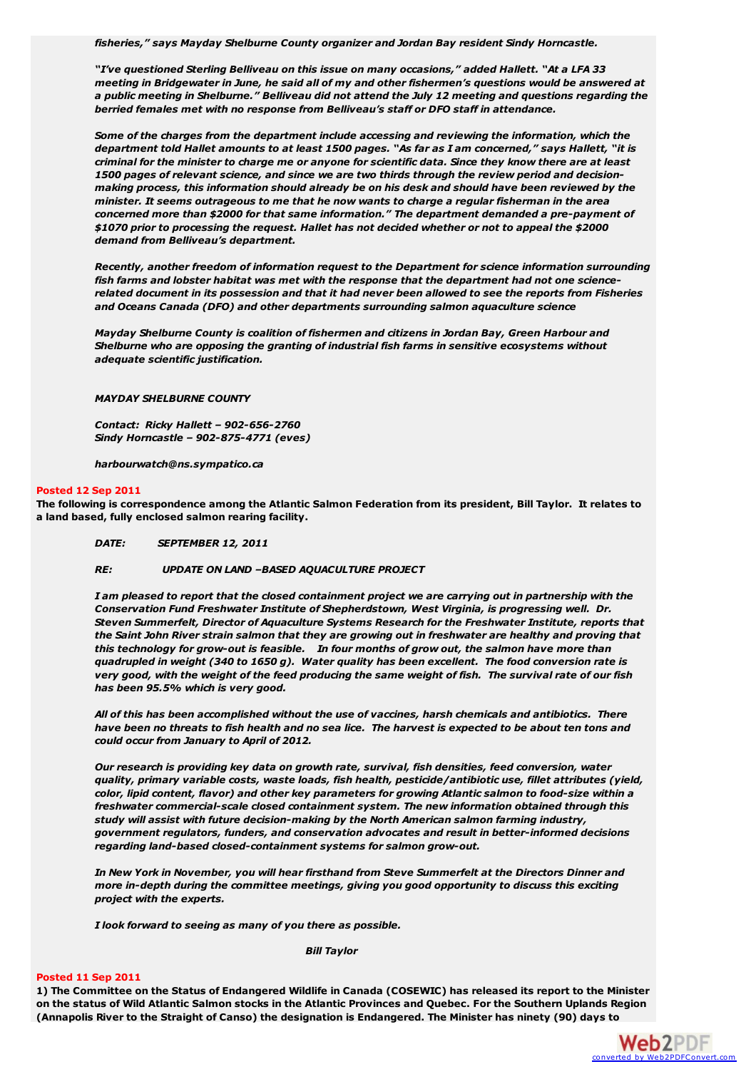*fisheries," says Mayday Shelburne County organizer and Jordan Bay resident Sindy Horncastle.*

*"I've questioned Sterling Belliveau on this issue on many occasions," added Hallett. "At a LFA 33 meeting in Bridgewater in June, he said all of my and other fishermen's questions would be answered at a public meeting in Shelburne." Belliveau did not attend the July 12 meeting and questions regarding the berried females met with no response from Belliveau's staff or DFO staff in attendance.*

*Some of the charges from the department include accessing and reviewing the information, which the department told Hallet amounts to at least 1500 pages. "As far as I am concerned," says Hallett, "it is criminal for the minister to charge me or anyone for scientific data. Since they know there are at least 1500 pages of relevant science, and since we are two thirds through the review period and decision-making process, this information should already be on his desk and should have been reviewed by the minister. It seems outrageous to me that he now wants to charge a regular fisherman in the area concerned more than $2000 for that same information." The department demanded a pre-payment of $1070 prior to processing the request. Hallet has not decided whether or not to appeal the $2000 demand from Belliveau's department.*

*Recently, another freedom of information request to the Department for science information surrounding fish farms and lobster habitat was met with the response that the department had not one science-related document in its possession and that it had never been allowed to see the reports from Fisheries and Oceans Canada (DFO) and other departments surrounding salmon aquaculture science*

*Mayday Shelburne County is coalition of fishermen and citizens in Jordan Bay, Green Harbour and Shelburne who are opposing the granting of industrial fish farms in sensitive ecosystems without adequate scientific justification.*

*MAYDAY SHELBURNE COUNTY*

*Contact: Ricky Hallett – 902-656-2760*
*Sindy Horncastle – 902-875-4771 (eves)*

*harbourwatch@ns.sympatico.ca*

**Posted 12 Sep 2011**

**The following is correspondence among the Atlantic Salmon Federation from its president, Bill Taylor. It relates to a land based, fully enclosed salmon rearing facility.**

*DATE: SEPTEMBER 12, 2011*

*RE: UPDATE ON LAND –BASED AQUACULTURE PROJECT*

*I am pleased to report that the closed containment project we are carrying out in partnership with the Conservation Fund Freshwater Institute of Shepherdstown, West Virginia, is progressing well. Dr. Steven Summerfelt, Director of Aquaculture Systems Research for the Freshwater Institute, reports that the Saint John River strain salmon that they are growing out in freshwater are healthy and proving that this technology for grow-out is feasible. In four months of grow out, the salmon have more than quadrupled in weight (340 to 1650 g). Water quality has been excellent. The food conversion rate is very good, with the weight of the feed producing the same weight of fish. The survival rate of our fish has been 95.5% which is very good.*

*All of this has been accomplished without the use of vaccines, harsh chemicals and antibiotics. There have been no threats to fish health and no sea lice. The harvest is expected to be about ten tons and could occur from January to April of 2012.*

*Our research is providing key data on growth rate, survival, fish densities, feed conversion, water quality, primary variable costs, waste loads, fish health, pesticide/antibiotic use, fillet attributes (yield, color, lipid content, flavor) and other key parameters for growing Atlantic salmon to food-size within a freshwater commercial-scale closed containment system. The new information obtained through this study will assist with future decision-making by the North American salmon farming industry, government regulators, funders, and conservation advocates and result in better-informed decisions regarding land-based closed-containment systems for salmon grow-out.*

*In New York in November, you will hear firsthand from Steve Summerfelt at the Directors Dinner and more in-depth during the committee meetings, giving you good opportunity to discuss this exciting project with the experts.*

*I look forward to seeing as many of you there as possible.*

*Bill Taylor*

**Posted 11 Sep 2011**

**1) The Committee on the Status of Endangered Wildlife in Canada (COSEWIC) has released its report to the Minister on the status of Wild Atlantic Salmon stocks in the Atlantic Provinces and Quebec. For the Southern Uplands Region (Annapolis River to the Straight of Canso) the designation is Endangered. The Minister has ninety (90) days to**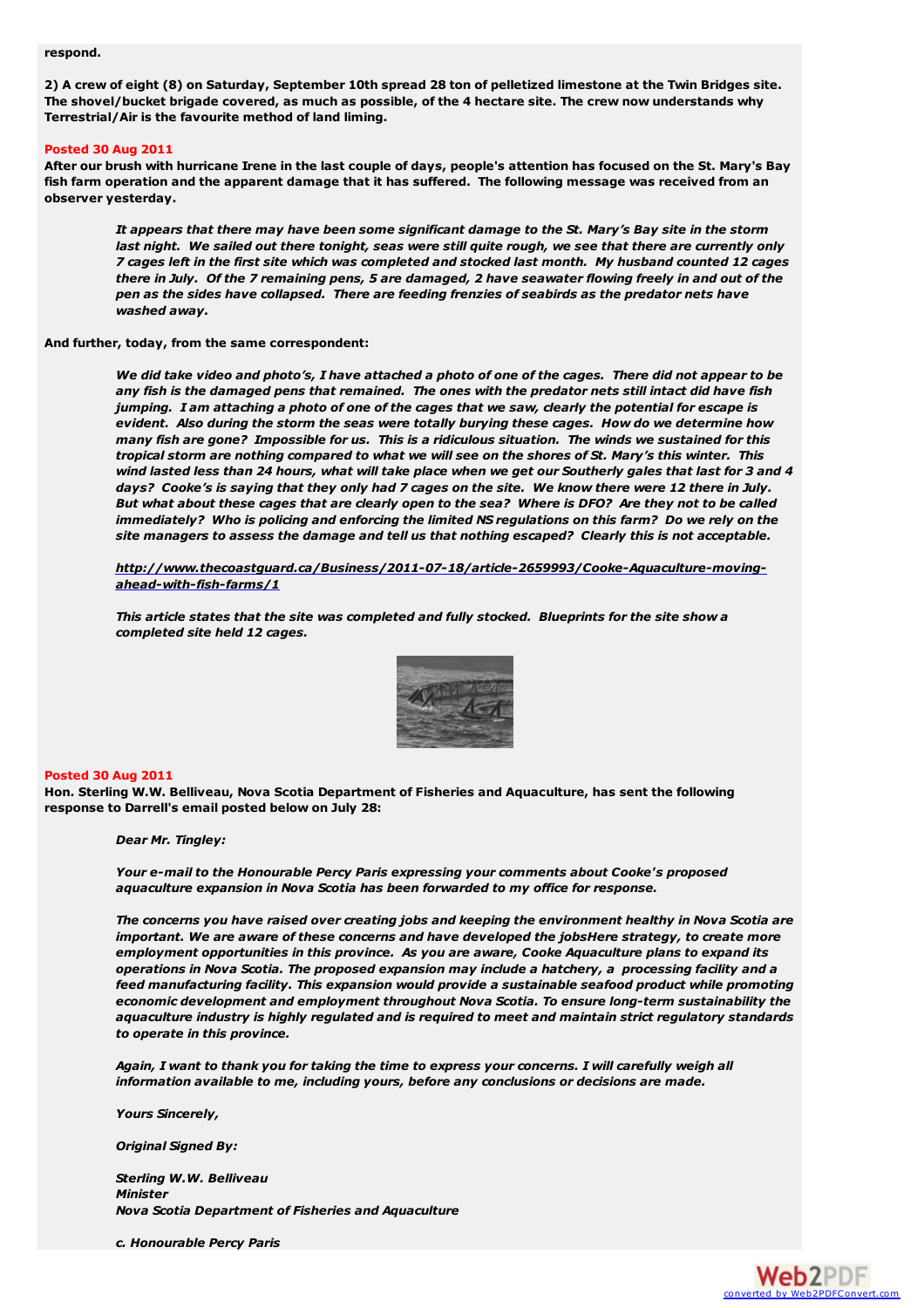**respond.**

**2) A crew of eight (8) on Saturday, September 10th spread 28 ton of pelletized limestone at the Twin Bridges site. The shovel/bucket brigade covered, as much as possible, of the 4 hectare site. The crew now understands why Terrestrial/Air is the favourite method of land liming.**

**Posted 30 Aug 2011**

**After our brush with hurricane Irene in the last couple of days, people's attention has focused on the St. Mary's Bay fish farm operation and the apparent damage that it has suffered. The following message was received from an observer yesterday.**

> ***It appears that there may have been some significant damage to the St. Mary's Bay site in the storm last night. We sailed out there tonight, seas were still quite rough, we see that there are currently only 7 cages left in the first site which was completed and stocked last month. My husband counted 12 cages there in July. Of the 7 remaining pens, 5 are damaged, 2 have seawater flowing freely in and out of the pen as the sides have collapsed. There are feeding frenzies of seabirds as the predator nets have washed away.***

**And further, today, from the same correspondent:**

> ***We did take video and photo's, I have attached a photo of one of the cages. There did not appear to be any fish is the damaged pens that remained. The ones with the predator nets still intact did have fish jumping. I am attaching a photo of one of the cages that we saw, clearly the potential for escape is evident. Also during the storm the seas were totally burying these cages. How do we determine how many fish are gone? Impossible for us. This is a ridiculous situation. The winds we sustained for this tropical storm are nothing compared to what we will see on the shores of St. Mary's this winter. This wind lasted less than 24 hours, what will take place when we get our Southerly gales that last for 3 and 4 days? Cooke's is saying that they only had 7 cages on the site. We know there were 12 there in July. But what about these cages that are clearly open to the sea? Where is DFO? Are they not to be called immediately? Who is policing and enforcing the limited NS regulations on this farm? Do we rely on the site managers to assess the damage and tell us that nothing escaped? Clearly this is not acceptable.***
>
> ***http://www.thecoastguard.ca/Business/2011-07-18/article-2659993/Cooke-Aquaculture-moving-ahead-with-fish-farms/1***
>
> ***This article states that the site was completed and fully stocked. Blueprints for the site show a completed site held 12 cages.***

**Posted 30 Aug 2011**

**Hon. Sterling W.W. Belliveau, Nova Scotia Department of Fisheries and Aquaculture, has sent the following response to Darrell's email posted below on July 28:**

> ***Dear Mr. Tingley:***
>
> ***Your e-mail to the Honourable Percy Paris expressing your comments about Cooke's proposed aquaculture expansion in Nova Scotia has been forwarded to my office for response.***
>
> ***The concerns you have raised over creating jobs and keeping the environment healthy in Nova Scotia are important. We are aware of these concerns and have developed the jobsHere strategy, to create more employment opportunities in this province. As you are aware, Cooke Aquaculture plans to expand its operations in Nova Scotia. The proposed expansion may include a hatchery, a processing facility and a feed manufacturing facility. This expansion would provide a sustainable seafood product while promoting economic development and employment throughout Nova Scotia. To ensure long-term sustainability the aquaculture industry is highly regulated and is required to meet and maintain strict regulatory standards to operate in this province.***
>
> ***Again, I want to thank you for taking the time to express your concerns. I will carefully weigh all information available to me, including yours, before any conclusions or decisions are made.***
>
> ***Yours Sincerely,***
>
> ***Original Signed By:***
>
> ***Sterling W.W. Belliveau***
> ***Minister***
> ***Nova Scotia Department of Fisheries and Aquaculture***
>
> ***c. Honourable Percy Paris***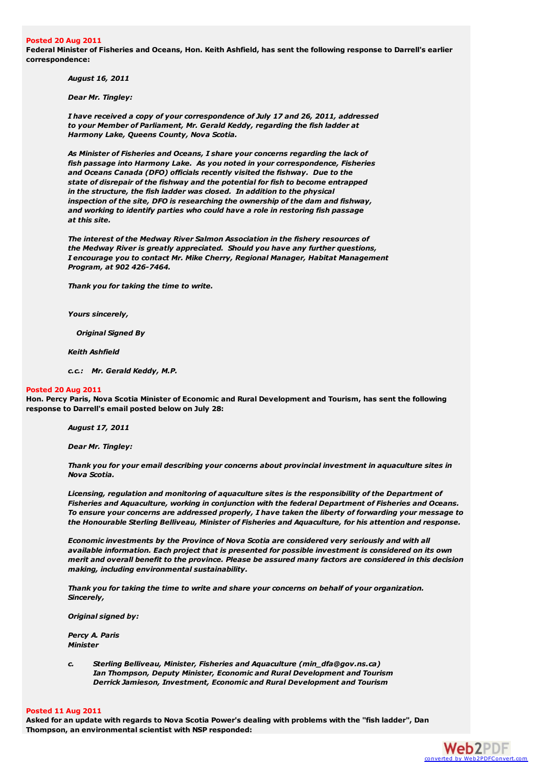**Posted 20 Aug 2011**

**Federal Minister of Fisheries and Oceans, Hon. Keith Ashfield, has sent the following response to Darrell's earlier correspondence:**

> ***August 16, 2011***
>
> ***Dear Mr. Tingley:***
>
> ***I have received a copy of your correspondence of July 17 and 26, 2011, addressed to your Member of Parliament, Mr. Gerald Keddy, regarding the fish ladder at Harmony Lake, Queens County, Nova Scotia.***
>
> ***As Minister of Fisheries and Oceans, I share your concerns regarding the lack of fish passage into Harmony Lake. As you noted in your correspondence, Fisheries and Oceans Canada (DFO) officials recently visited the fishway. Due to the state of disrepair of the fishway and the potential for fish to become entrapped in the structure, the fish ladder was closed. In addition to the physical inspection of the site, DFO is researching the ownership of the dam and fishway, and working to identify parties who could have a role in restoring fish passage at this site.***
>
> ***The interest of the Medway River Salmon Association in the fishery resources of the Medway River is greatly appreciated. Should you have any further questions, I encourage you to contact Mr. Mike Cherry, Regional Manager, Habitat Management Program, at 902 426-7464.***
>
> ***Thank you for taking the time to write.***
>
> ***Yours sincerely,***
>
> ***Original Signed By***
>
> ***Keith Ashfield***
>
> ***c.c.: Mr. Gerald Keddy, M.P.***

**Posted 20 Aug 2011**

**Hon. Percy Paris, Nova Scotia Minister of Economic and Rural Development and Tourism, has sent the following response to Darrell's email posted below on July 28:**

> ***August 17, 2011***
>
> ***Dear Mr. Tingley:***
>
> ***Thank you for your email describing your concerns about provincial investment in aquaculture sites in Nova Scotia.***
>
> ***Licensing, regulation and monitoring of aquaculture sites is the responsibility of the Department of Fisheries and Aquaculture, working in conjunction with the federal Department of Fisheries and Oceans. To ensure your concerns are addressed properly, I have taken the liberty of forwarding your message to the Honourable Sterling Belliveau, Minister of Fisheries and Aquaculture, for his attention and response.***
>
> ***Economic investments by the Province of Nova Scotia are considered very seriously and with all available information. Each project that is presented for possible investment is considered on its own merit and overall benefit to the province. Please be assured many factors are considered in this decision making, including environmental sustainability.***
>
> ***Thank you for taking the time to write and share your concerns on behalf of your organization. Sincerely,***
>
> ***Original signed by:***
>
> ***Percy A. Paris***
> ***Minister***
>
> ***c. Sterling Belliveau, Minister, Fisheries and Aquaculture (min_dfa@gov.ns.ca)***
> ***Ian Thompson, Deputy Minister, Economic and Rural Development and Tourism***
> ***Derrick Jamieson, Investment, Economic and Rural Development and Tourism***

**Posted 11 Aug 2011**

**Asked for an update with regards to Nova Scotia Power's dealing with problems with the "fish ladder", Dan Thompson, an environmental scientist with NSP responded:**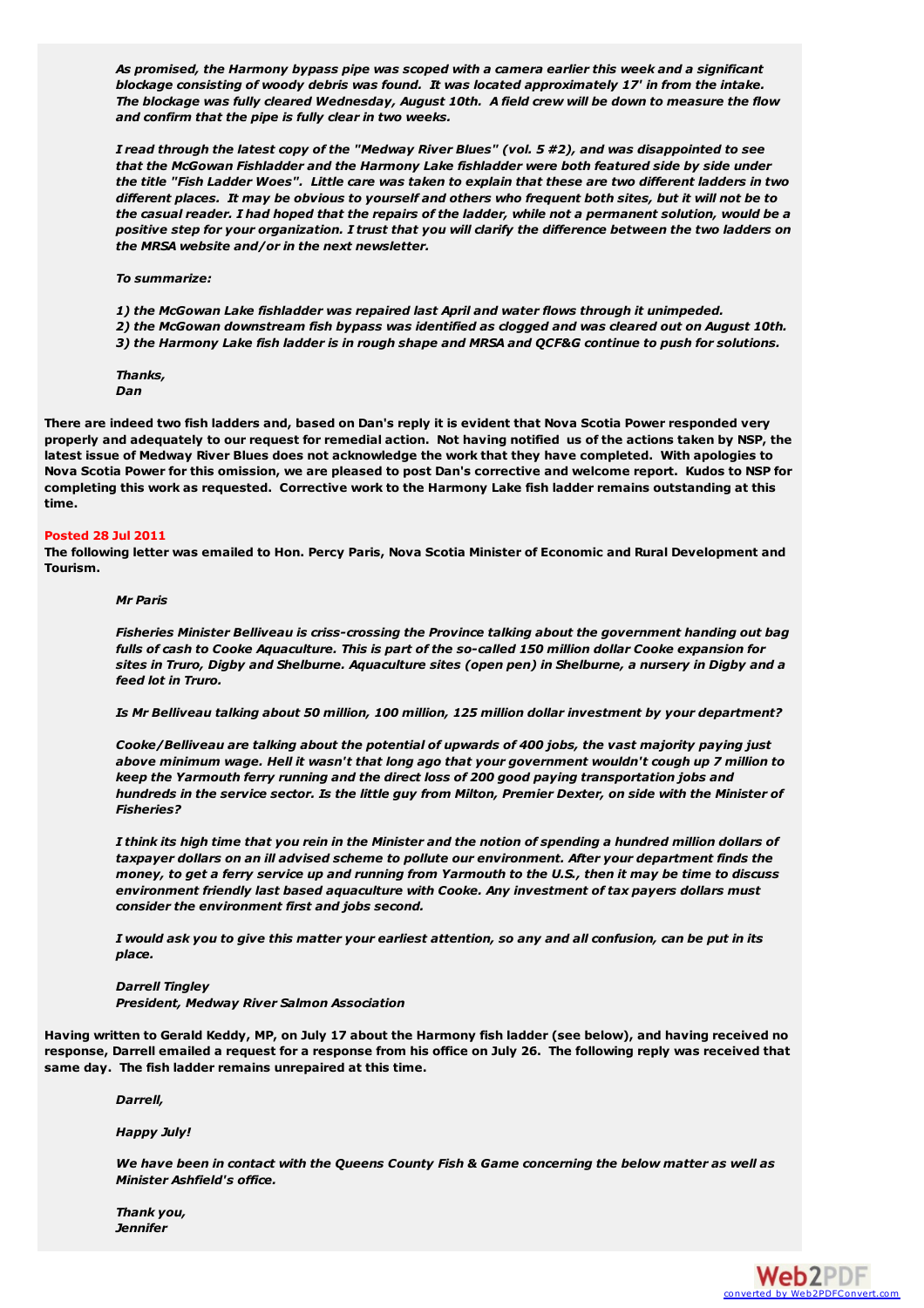*As promised, the Harmony bypass pipe was scoped with a camera earlier this week and a significant blockage consisting of woody debris was found. It was located approximately 17' in from the intake. The blockage was fully cleared Wednesday, August 10th. A field crew will be down to measure the flow and confirm that the pipe is fully clear in two weeks.*

*I read through the latest copy of the "Medway River Blues" (vol. 5 #2), and was disappointed to see that the McGowan Fishladder and the Harmony Lake fishladder were both featured side by side under the title "Fish Ladder Woes". Little care was taken to explain that these are two different ladders in two different places. It may be obvious to yourself and others who frequent both sites, but it will not be to the casual reader. I had hoped that the repairs of the ladder, while not a permanent solution, would be a positive step for your organization. I trust that you will clarify the difference between the two ladders on the MRSA website and/or in the next newsletter.*

*To summarize:*

*1) the McGowan Lake fishladder was repaired last April and water flows through it unimpeded.*
*2) the McGowan downstream fish bypass was identified as clogged and was cleared out on August 10th.*
*3) the Harmony Lake fish ladder is in rough shape and MRSA and QCF&G continue to push for solutions.*

*Thanks,*
*Dan*

**There are indeed two fish ladders and, based on Dan's reply it is evident that Nova Scotia Power responded very properly and adequately to our request for remedial action. Not having notified us of the actions taken by NSP, the latest issue of Medway River Blues does not acknowledge the work that they have completed. With apologies to Nova Scotia Power for this omission, we are pleased to post Dan's corrective and welcome report. Kudos to NSP for completing this work as requested. Corrective work to the Harmony Lake fish ladder remains outstanding at this time.**

**Posted 28 Jul 2011**

**The following letter was emailed to Hon. Percy Paris, Nova Scotia Minister of Economic and Rural Development and Tourism.**

*Mr Paris*

*Fisheries Minister Belliveau is criss-crossing the Province talking about the government handing out bag fulls of cash to Cooke Aquaculture. This is part of the so-called 150 million dollar Cooke expansion for sites in Truro, Digby and Shelburne. Aquaculture sites (open pen) in Shelburne, a nursery in Digby and a feed lot in Truro.*

*Is Mr Belliveau talking about 50 million, 100 million, 125 million dollar investment by your department?*

*Cooke/Belliveau are talking about the potential of upwards of 400 jobs, the vast majority paying just above minimum wage. Hell it wasn't that long ago that your government wouldn't cough up 7 million to keep the Yarmouth ferry running and the direct loss of 200 good paying transportation jobs and hundreds in the service sector. Is the little guy from Milton, Premier Dexter, on side with the Minister of Fisheries?*

*I think its high time that you rein in the Minister and the notion of spending a hundred million dollars of taxpayer dollars on an ill advised scheme to pollute our environment. After your department finds the money, to get a ferry service up and running from Yarmouth to the U.S., then it may be time to discuss environment friendly last based aquaculture with Cooke. Any investment of tax payers dollars must consider the environment first and jobs second.*

*I would ask you to give this matter your earliest attention, so any and all confusion, can be put in its place.*

*Darrell Tingley*
*President, Medway River Salmon Association*

**Having written to Gerald Keddy, MP, on July 17 about the Harmony fish ladder (see below), and having received no response, Darrell emailed a request for a response from his office on July 26. The following reply was received that same day. The fish ladder remains unrepaired at this time.**

*Darrell,*

*Happy July!*

*We have been in contact with the Queens County Fish & Game concerning the below matter as well as Minister Ashfield's office.*

*Thank you,*
*Jennifer*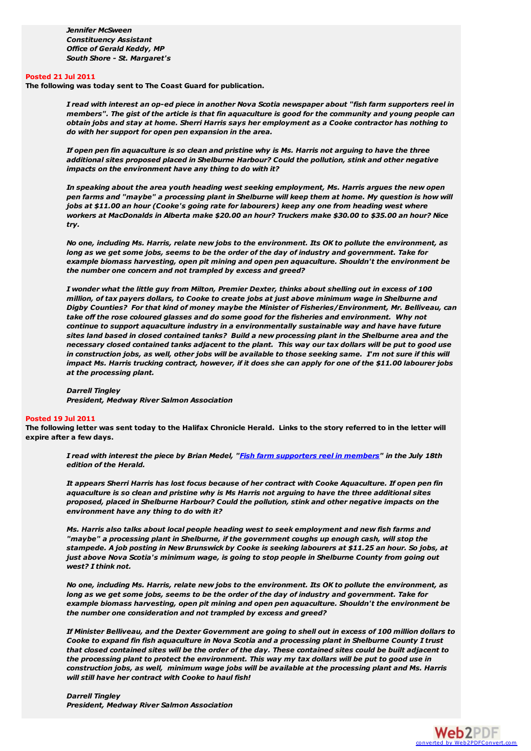***Jennifer McSween***
***Constituency Assistant***
***Office of Gerald Keddy, MP***
***South Shore - St. Margaret's***

**Posted 21 Jul 2011**

**The following was today sent to The Coast Guard for publication.**

***I read with interest an op-ed piece in another Nova Scotia newspaper about "fish farm supporters reel in members". The gist of the article is that fin aquaculture is good for the community and young people can obtain jobs and stay at home. Sherri Harris says her employment as a Cooke contractor has nothing to do with her support for open pen expansion in the area.***

***If open pen fin aquaculture is so clean and pristine why is Ms. Harris not arguing to have the three additional sites proposed placed in Shelburne Harbour? Could the pollution, stink and other negative impacts on the environment have any thing to do with it?***

***In speaking about the area youth heading west seeking employment, Ms. Harris argues the new open pen farms and "maybe" a processing plant in Shelburne will keep them at home. My question is how will jobs at $11.00 an hour (Cooke's going rate for labourers) keep any one from heading west where workers at MacDonalds in Alberta make $20.00 an hour? Truckers make $30.00 to $35.00 an hour? Nice try.***

***No one, including Ms. Harris, relate new jobs to the environment. Its OK to pollute the environment, as long as we get some jobs, seems to be the order of the day of industry and government. Take for example biomass harvesting, open pit mining and open pen aquaculture. Shouldn't the environment be the number one concern and not trampled by excess and greed?***

***I wonder what the little guy from Milton, Premier Dexter, thinks about shelling out in excess of 100 million, of tax payers dollars, to Cooke to create jobs at just above minimum wage in Shelburne and Digby Counties? For that kind of money maybe the Minister of Fisheries/Environment, Mr. Belliveau, can take off the rose coloured glasses and do some good for the fisheries and environment. Why not continue to support aquaculture industry in a environmentally sustainable way and have have future sites land based in closed contained tanks? Build a new processing plant in the Shelburne area and the necessary closed contained tanks adjacent to the plant. This way our tax dollars will be put to good use in construction jobs, as well, other jobs will be available to those seeking same. I'm not sure if this will impact Ms. Harris trucking contract, however, if it does she can apply for one of the $11.00 labourer jobs at the processing plant.***

***Darrell Tingley***
***President, Medway River Salmon Association***

**Posted 19 Jul 2011**

**The following letter was sent today to the Halifax Chronicle Herald. Links to the story referred to in the letter will expire after a few days.**

***I read with interest the piece by Brian Medel, "[Fish farm supporters reel in members](#)" in the July 18th edition of the Herald.***

***It appears Sherri Harris has lost focus because of her contract with Cooke Aquaculture. If open pen fin aquaculture is so clean and pristine why is Ms Harris not arguing to have the three additional sites proposed, placed in Shelburne Harbour? Could the pollution, stink and other negative impacts on the environment have any thing to do with it?***

***Ms. Harris also talks about local people heading west to seek employment and new fish farms and "maybe" a processing plant in Shelburne, if the government coughs up enough cash, will stop the stampede. A job posting in New Brunswick by Cooke is seeking labourers at $11.25 an hour. So jobs, at just above Nova Scotia's minimum wage, is going to stop people in Shelburne County from going out west? I think not.***

***No one, including Ms. Harris, relate new jobs to the environment. Its OK to pollute the environment, as long as we get some jobs, seems to be the order of the day of industry and government. Take for example biomass harvesting, open pit mining and open pen aquaculture. Shouldn't the environment be the number one consideration and not trampled by excess and greed?***

***If Minister Belliveau, and the Dexter Government are going to shell out in excess of 100 million dollars to Cooke to expand fin fish aquaculture in Nova Scotia and a processing plant in Shelburne County I trust that closed contained sites will be the order of the day. These contained sites could be built adjacent to the processing plant to protect the environment. This way my tax dollars will be put to good use in construction jobs, as well, minimum wage jobs will be available at the processing plant and Ms. Harris will still have her contract with Cooke to haul fish!***

***Darrell Tingley***
***President, Medway River Salmon Association***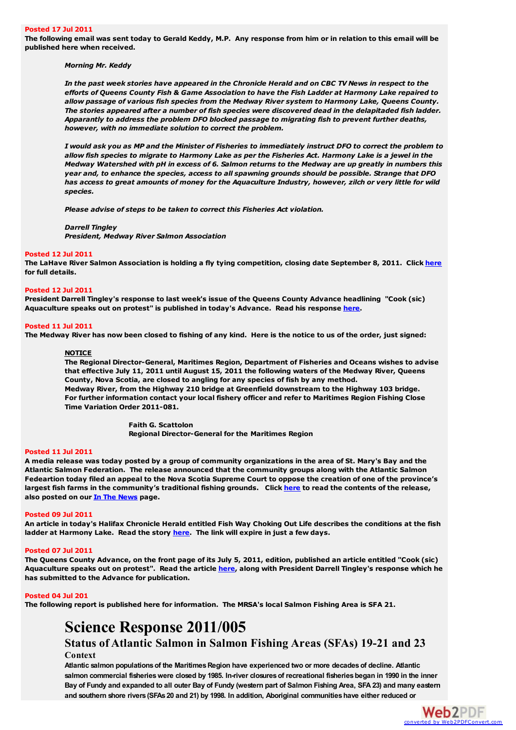**Posted 17 Jul 2011**

**The following email was sent today to Gerald Keddy, M.P. Any response from him or in relation to this email will be published here when received.**

> ***Morning Mr. Keddy***
>
> ***In the past week stories have appeared in the Chronicle Herald and on CBC TV News in respect to the efforts of Queens County Fish & Game Association to have the Fish Ladder at Harmony Lake repaired to allow passage of various fish species from the Medway River system to Harmony Lake, Queens County. The stories appeared after a number of fish species were discovered dead in the delapidated fish ladder. Apparently to address the problem DFO blocked passage to migrating fish to prevent further deaths, however, with no immediate solution to correct the problem.***
>
> ***I would ask you as MP and the Minister of Fisheries to immediately instruct DFO to correct the problem to allow fish species to migrate to Harmony Lake as per the Fisheries Act. Harmony Lake is a jewel in the Medway Watershed with pH in excess of 6. Salmon returns to the Medway are up greatly in numbers this year and, to enhance the species, access to all spawning grounds should be possible. Strange that DFO has access to great amounts of money for the Aquaculture Industry, however, zilch or very little for wild species.***
>
> ***Please advise of steps to be taken to correct this Fisheries Act violation.***
>
> ***Darrell Tingley***
> ***President, Medway River Salmon Association***

**Posted 12 Jul 2011**

**The LaHave River Salmon Association is holding a fly tying competition, closing date September 8, 2011. Click here for full details.**

**Posted 12 Jul 2011**

**President Darrell Tingley's response to last week's issue of the Queens County Advance headlining "Cook (sic) Aquaculture speaks out on protest" is published in today's Advance. Read his response here.**

**Posted 11 Jul 2011**

**The Medway River has now been closed to fishing of any kind. Here is the notice to us of the order, just signed:**

> **NOTICE**
>
> **The Regional Director-General, Maritimes Region, Department of Fisheries and Oceans wishes to advise that effective July 11, 2011 until August 15, 2011 the following waters of the Medway River, Queens County, Nova Scotia, are closed to angling for any species of fish by any method.**
> **Medway River, from the Highway 210 bridge at Greenfield downstream to the Highway 103 bridge.**
> **For further information contact your local fishery officer and refer to Maritimes Region Fishing Close Time Variation Order 2011-081.**
>
> **Faith G. Scattolon**
> **Regional Director-General for the Maritimes Region**

**Posted 11 Jul 2011**

**A media release was today posted by a group of community organizations in the area of St. Mary's Bay and the Atlantic Salmon Federation. The release announced that the community groups along with the Atlantic Salmon Fedeartion today filed an appeal to the Nova Scotia Supreme Court to oppose the creation of one of the province's largest fish farms in the community's traditional fishing grounds. Click here to read the contents of the release, also posted on our In The News page.**

**Posted 09 Jul 2011**

**An article in today's Halifax Chronicle Herald entitled Fish Way Choking Out Life describes the conditions at the fish ladder at Harmony Lake. Read the story here. The link will expire in just a few days.**

**Posted 07 Jul 2011**

**The Queens County Advance, on the front page of its July 5, 2011, edition, published an article entitled "Cook (sic) Aquaculture speaks out on protest". Read the article here, along with President Darrell Tingley's response which he has submitted to the Advance for publication.**

**Posted 04 Jul 201**

**The following report is published here for information. The MRSA's local Salmon Fishing Area is SFA 21.**

# Science Response 2011/005

## Status of Atlantic Salmon in Salmon Fishing Areas (SFAs) 19-21 and 23

### Context

**Atlantic salmon populations of the Maritimes Region have experienced two or more decades of decline. Atlantic salmon commercial fisheries were closed by 1985. In-river closures of recreational fisheries began in 1990 in the inner Bay of Fundy (western part of Salmon Fishing Area, SFA 23) and expanded to all outer Bay of Fundy (western part of Salmon Fishing Area, SFA 23) and many eastern and southern shore rivers (SFAs 20 and 21) by 1998. In addition, Aboriginal communities have either reduced or**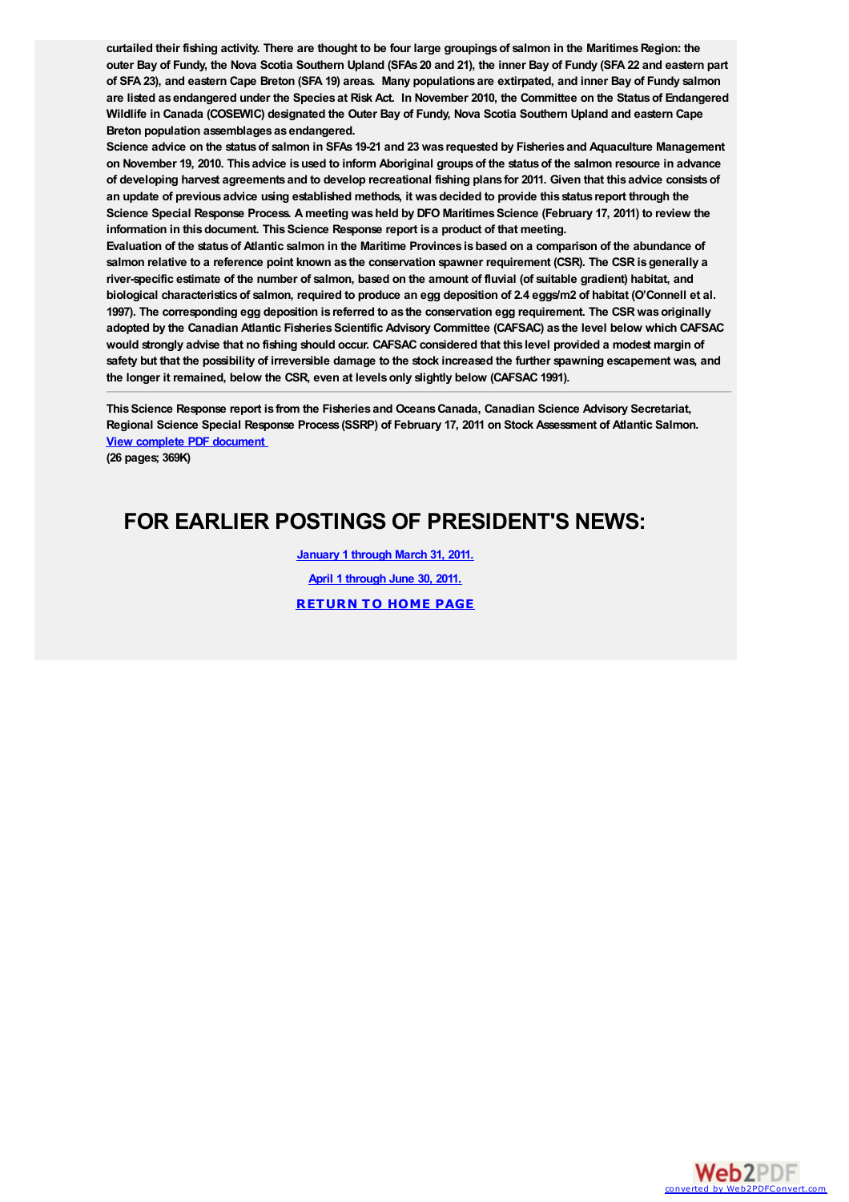**curtailed their fishing activity. There are thought to be four large groupings of salmon in the Maritimes Region: the outer Bay of Fundy, the Nova Scotia Southern Upland (SFAs 20 and 21), the inner Bay of Fundy (SFA 22 and eastern part of SFA 23), and eastern Cape Breton (SFA 19) areas. Many populations are extirpated, and inner Bay of Fundy salmon are listed as endangered under the Species at Risk Act. In November 2010, the Committee on the Status of Endangered Wildlife in Canada (COSEWIC) designated the Outer Bay of Fundy, Nova Scotia Southern Upland and eastern Cape Breton population assemblages as endangered.**

**Science advice on the status of salmon in SFAs 19-21 and 23 was requested by Fisheries and Aquaculture Management on November 19, 2010. This advice is used to inform Aboriginal groups of the status of the salmon resource in advance of developing harvest agreements and to develop recreational fishing plans for 2011. Given that this advice consists of an update of previous advice using established methods, it was decided to provide this status report through the Science Special Response Process. A meeting was held by DFO Maritimes Science (February 17, 2011) to review the information in this document. This Science Response report is a product of that meeting.**

**Evaluation of the status of Atlantic salmon in the Maritime Provinces is based on a comparison of the abundance of salmon relative to a reference point known as the conservation spawner requirement (CSR). The CSR is generally a river-specific estimate of the number of salmon, based on the amount of fluvial (of suitable gradient) habitat, and biological characteristics of salmon, required to produce an egg deposition of 2.4 eggs/m2 of habitat (O'Connell et al. 1997). The corresponding egg deposition is referred to as the conservation egg requirement. The CSR was originally adopted by the Canadian Atlantic Fisheries Scientific Advisory Committee (CAFSAC) as the level below which CAFSAC would strongly advise that no fishing should occur. CAFSAC considered that this level provided a modest margin of safety but that the possibility of irreversible damage to the stock increased the further spawning escapement was, and the longer it remained, below the CSR, even at levels only slightly below (CAFSAC 1991).**

---

**This Science Response report is from the Fisheries and Oceans Canada, Canadian Science Advisory Secretariat, Regional Science Special Response Process (SSRP) of February 17, 2011 on Stock Assessment of Atlantic Salmon.**
**View complete PDF document**
**(26 pages; 369K)**

# FOR EARLIER POSTINGS OF PRESIDENT'S NEWS:

**January 1 through March 31, 2011.**

**April 1 through June 30, 2011.**

**RETURN TO HOME PAGE**